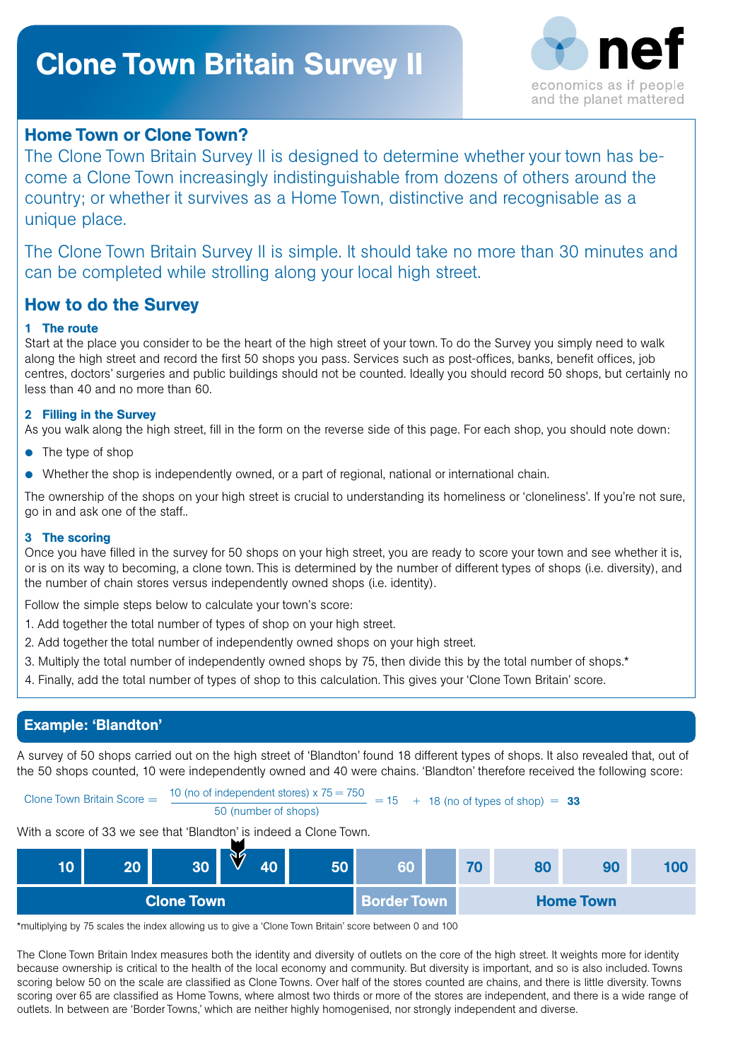# Clone Town Britain Survey II

nef
economics as if people and the planet mattered

## Home Town or Clone Town?

The Clone Town Britain Survey II is designed to determine whether your town has become a Clone Town increasingly indistinguishable from dozens of others around the country; or whether it survives as a Home Town, distinctive and recognisable as a unique place.

The Clone Town Britain Survey II is simple. It should take no more than 30 minutes and can be completed while strolling along your local high street.

## How to do the Survey

### 1 The route

Start at the place you consider to be the heart of the high street of your town. To do the Survey you simply need to walk along the high street and record the first 50 shops you pass. Services such as post-offices, banks, benefit offices, job centres, doctors' surgeries and public buildings should not be counted. Ideally you should record 50 shops, but certainly no less than 40 and no more than 60.

### 2 Filling in the Survey

As you walk along the high street, fill in the form on the reverse side of this page. For each shop, you should note down:

- The type of shop
- Whether the shop is independently owned, or a part of regional, national or international chain.

The ownership of the shops on your high street is crucial to understanding its homeliness or 'cloneliness'. If you're not sure, go in and ask one of the staff..

### 3 The scoring

Once you have filled in the survey for 50 shops on your high street, you are ready to score your town and see whether it is, or is on its way to becoming, a clone town. This is determined by the number of different types of shops (i.e. diversity), and the number of chain stores versus independently owned shops (i.e. identity).

Follow the simple steps below to calculate your town's score:

1. Add together the total number of types of shop on your high street.
2. Add together the total number of independently owned shops on your high street.
3. Multiply the total number of independently owned shops by 75, then divide this by the total number of shops.*
4. Finally, add the total number of types of shop to this calculation. This gives your 'Clone Town Britain' score.

## Example: 'Blandton'

A survey of 50 shops carried out on the high street of 'Blandton' found 18 different types of shops. It also revealed that, out of the 50 shops counted, 10 were independently owned and 40 were chains. 'Blandton' therefore received the following score:

$$\text{Clone Town Britain Score} = \frac{10 \text{ (no of independent stores)} \times 75 = 750}{50 \text{ (number of shops)}} = 15 \; + \; 18 \text{ (no of types of shop)} = \mathbf{33}$$

With a score of 33 we see that 'Blandton' is indeed a Clone Town.

| 10 | 20 | 30 | 40 | 50 | 60 | | 70 | 80 | 90 | 100 |
|---|---|---|---|---|---|---|---|---|---|---|
| Clone Town | | | | | Border Town | | Home Town | | | |

*multiplying by 75 scales the index allowing us to give a 'Clone Town Britain' score between 0 and 100

The Clone Town Britain Index measures both the identity and diversity of outlets on the core of the high street. It weights more for identity because ownership is critical to the health of the local economy and community. But diversity is important, and so is also included. Towns scoring below 50 on the scale are classified as Clone Towns. Over half of the stores counted are chains, and there is little diversity. Towns scoring over 65 are classified as Home Towns, where almost two thirds or more of the stores are independent, and there is a wide range of outlets. In between are 'Border Towns,' which are neither highly homogenised, nor strongly independent and diverse.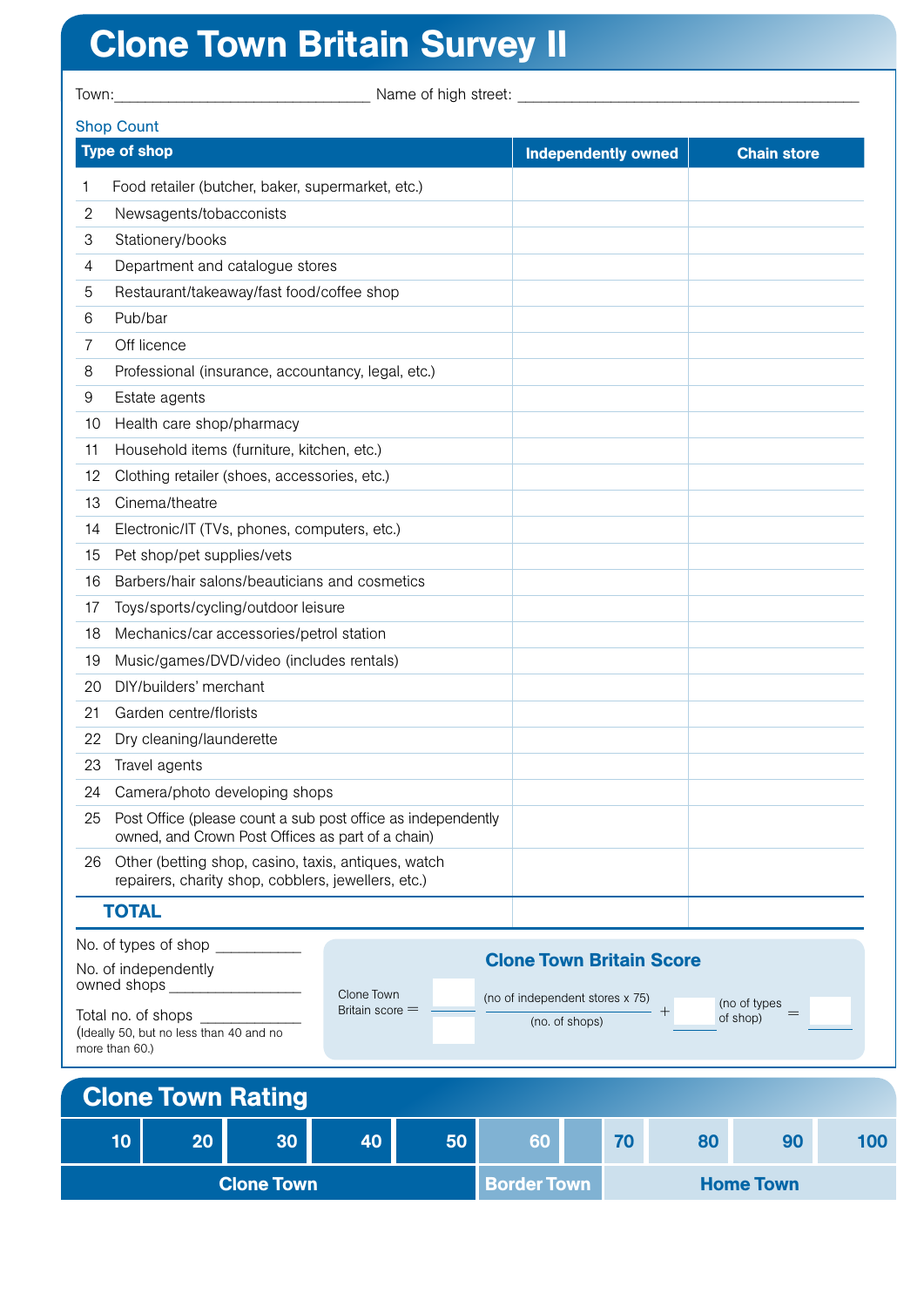# Clone Town Britain Survey II

Town:_______________________________ Name of high street: ___________________________________________

Shop Count

| Type of shop | Independently owned | Chain store |
|---|---|---|
| 1 Food retailer (butcher, baker, supermarket, etc.) | | |
| 2 Newsagents/tobacconists | | |
| 3 Stationery/books | | |
| 4 Department and catalogue stores | | |
| 5 Restaurant/takeaway/fast food/coffee shop | | |
| 6 Pub/bar | | |
| 7 Off licence | | |
| 8 Professional (insurance, accountancy, legal, etc.) | | |
| 9 Estate agents | | |
| 10 Health care shop/pharmacy | | |
| 11 Household items (furniture, kitchen, etc.) | | |
| 12 Clothing retailer (shoes, accessories, etc.) | | |
| 13 Cinema/theatre | | |
| 14 Electronic/IT (TVs, phones, computers, etc.) | | |
| 15 Pet shop/pet supplies/vets | | |
| 16 Barbers/hair salons/beauticians and cosmetics | | |
| 17 Toys/sports/cycling/outdoor leisure | | |
| 18 Mechanics/car accessories/petrol station | | |
| 19 Music/games/DVD/video (includes rentals) | | |
| 20 DIY/builders' merchant | | |
| 21 Garden centre/florists | | |
| 22 Dry cleaning/launderette | | |
| 23 Travel agents | | |
| 24 Camera/photo developing shops | | |
| 25 Post Office (please count a sub post office as independently owned, and Crown Post Offices as part of a chain) | | |
| 26 Other (betting shop, casino, taxis, antiques, watch repairers, charity shop, cobblers, jewellers, etc.) | | |
| **TOTAL** | | |

No. of types of shop ___________

No. of independently owned shops ________________

Total no. of shops ____________
(Ideally 50, but no less than 40 and no more than 60.)

### Clone Town Britain Score

Clone Town Britain score = $\frac{\text{\_\_\_\_ (no of independent stores x 75)}}{\text{\_\_\_\_ (no. of shops)}}$ + ____ (no of types of shop) = ____

## Clone Town Rating

| 10 | 20 | 30 | 40 | 50 | 60 | | 70 | 80 | 90 | 100 |
|---|---|---|---|---|---|---|---|---|---|---|
| Clone Town | | | | | Border Town | | Home Town | | | |